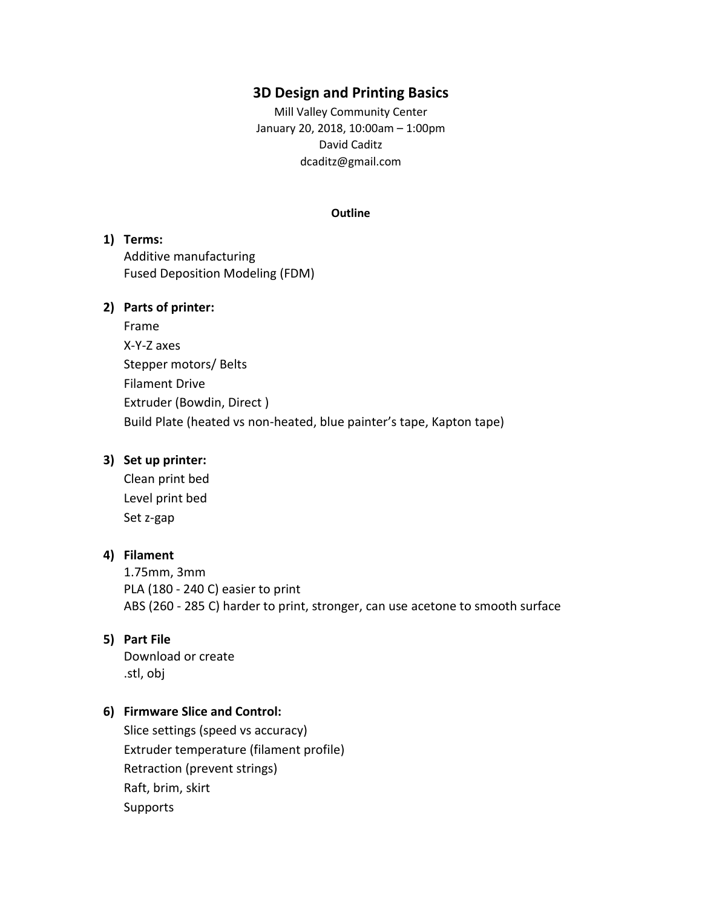# 3D Design and Printing Basics

Mill Valley Community Center
January 20, 2018, 10:00am – 1:00pm
David Caditz
dcaditz@gmail.com

**Outline**

1) **Terms:**
   Additive manufacturing
   Fused Deposition Modeling (FDM)

2) **Parts of printer:**
   Frame
   X-Y-Z axes
   Stepper motors/ Belts
   Filament Drive
   Extruder (Bowdin, Direct )
   Build Plate (heated vs non-heated, blue painter's tape, Kapton tape)

3) **Set up printer:**
   Clean print bed
   Level print bed
   Set z-gap

4) **Filament**
   1.75mm, 3mm
   PLA (180 - 240 C) easier to print
   ABS (260 - 285 C) harder to print, stronger, can use acetone to smooth surface

5) **Part File**
   Download or create
   .stl, obj

6) **Firmware Slice and Control:**
   Slice settings (speed vs accuracy)
   Extruder temperature (filament profile)
   Retraction (prevent strings)
   Raft, brim, skirt
   Supports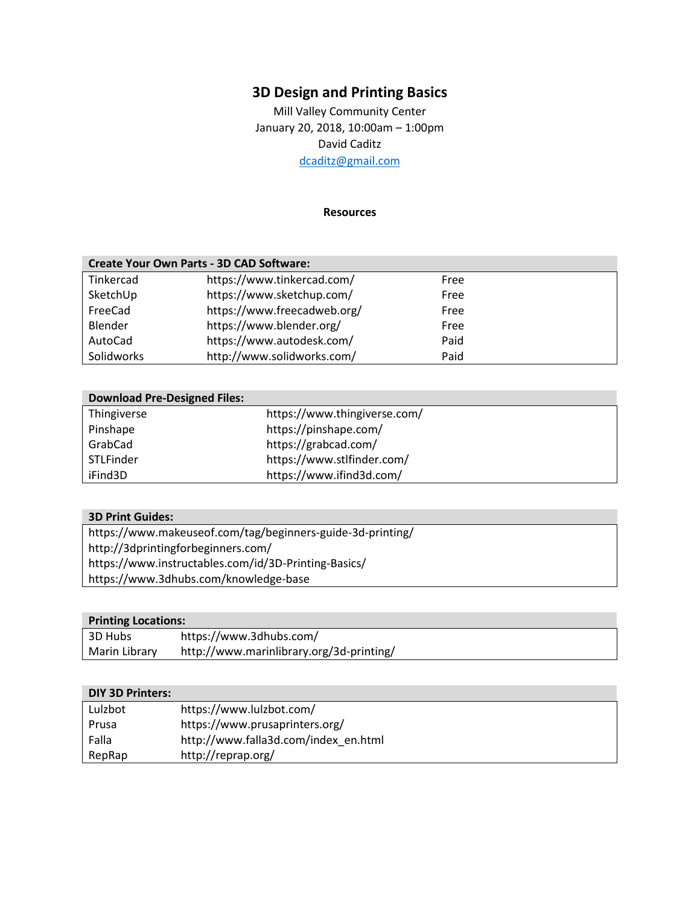# 3D Design and Printing Basics

Mill Valley Community Center
January 20, 2018, 10:00am – 1:00pm
David Caditz
dcaditz@gmail.com

## Resources

| Create Your Own Parts - 3D CAD Software: | | |
|---|---|---|
| Tinkercad | https://www.tinkercad.com/ | Free |
| SketchUp | https://www.sketchup.com/ | Free |
| FreeCad | https://www.freecadweb.org/ | Free |
| Blender | https://www.blender.org/ | Free |
| AutoCad | https://www.autodesk.com/ | Paid |
| Solidworks | http://www.solidworks.com/ | Paid |

| Download Pre-Designed Files: | |
|---|---|
| Thingiverse | https://www.thingiverse.com/ |
| Pinshape | https://pinshape.com/ |
| GrabCad | https://grabcad.com/ |
| STLFinder | https://www.stlfinder.com/ |
| iFind3D | https://www.ifind3d.com/ |

| 3D Print Guides: |
|---|
| https://www.makeuseof.com/tag/beginners-guide-3d-printing/ |
| http://3dprintingforbeginners.com/ |
| https://www.instructables.com/id/3D-Printing-Basics/ |
| https://www.3dhubs.com/knowledge-base |

| Printing Locations: | |
|---|---|
| 3D Hubs | https://www.3dhubs.com/ |
| Marin Library | http://www.marinlibrary.org/3d-printing/ |

| DIY 3D Printers: | |
|---|---|
| Lulzbot | https://www.lulzbot.com/ |
| Prusa | https://www.prusaprinters.org/ |
| Falla | http://www.falla3d.com/index_en.html |
| RepRap | http://reprap.org/ |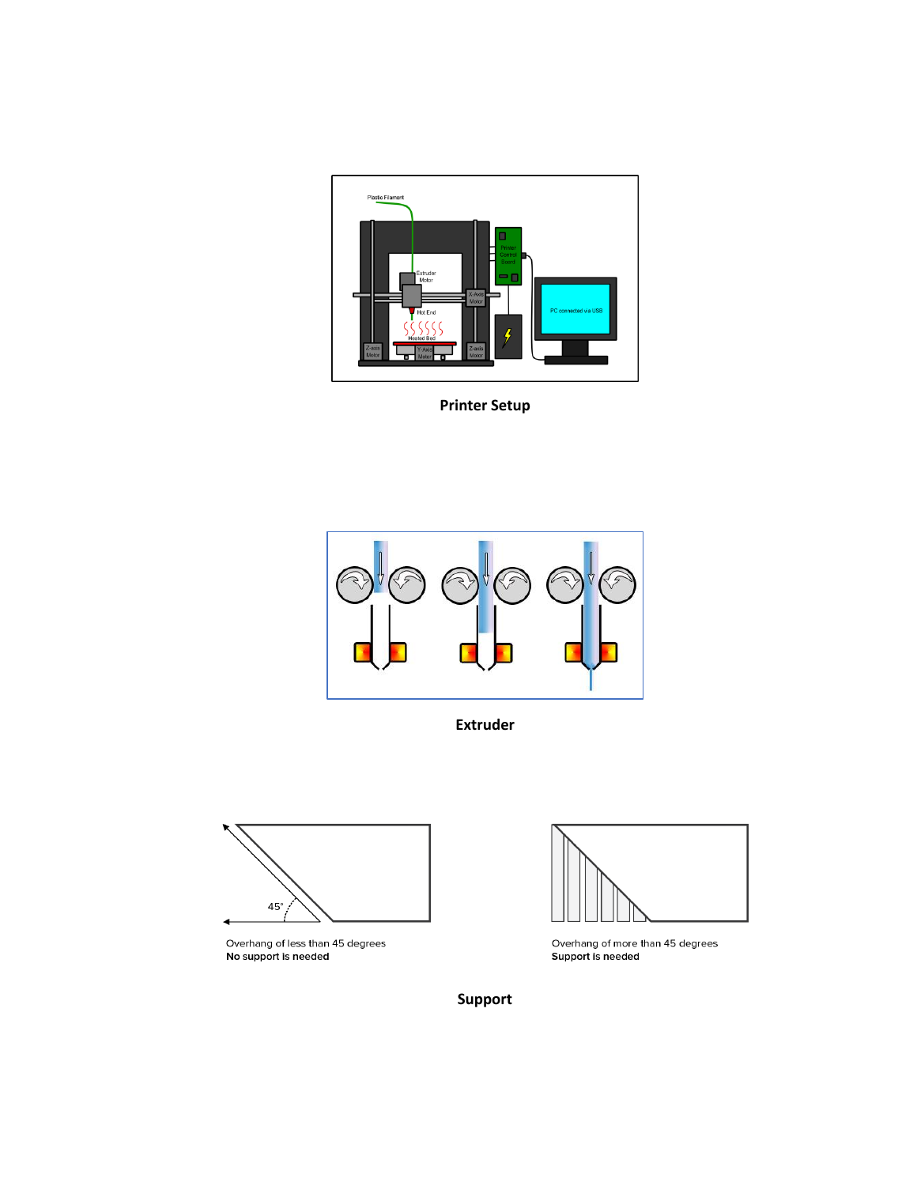Plastic Filament

Extruder Motor

Hot End

Heated Bed

Z-axis Motor

Y-Axis Motor

X-Axis Motor

Z-axis Motor

Printer Control Board

PC connected via USB

**Printer Setup**

**Extruder**

45°

Overhang of less than 45 degrees
**No support is needed**

Overhang of more than 45 degrees
**Support is needed**

**Support**